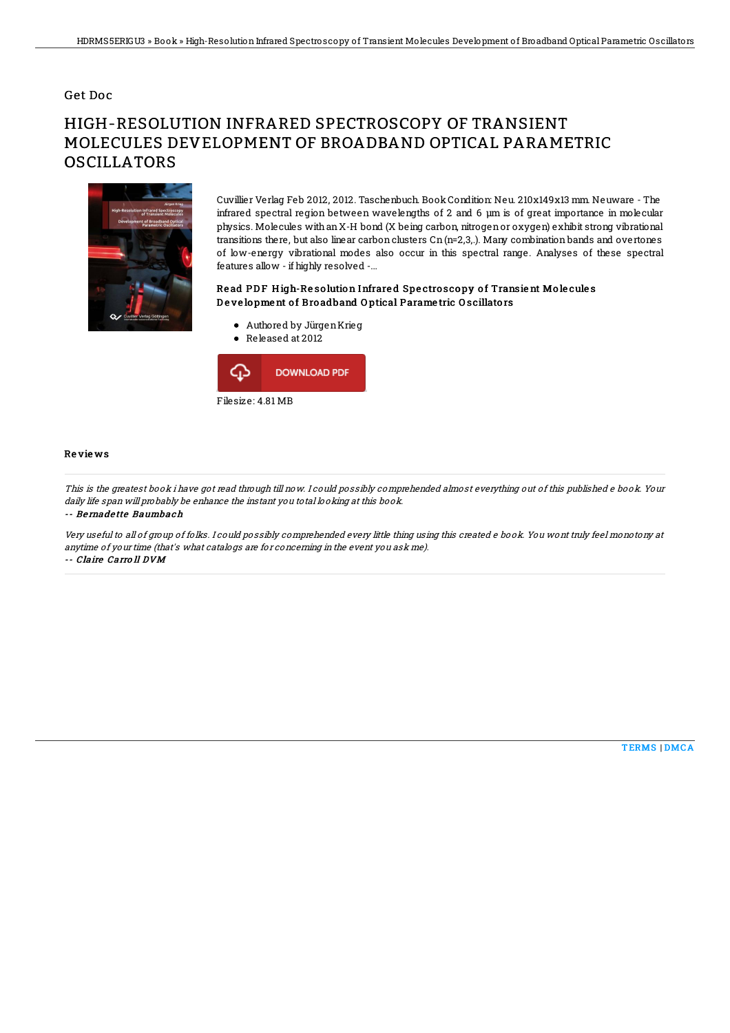Get Doc

# HIGH-RESOLUTION INFRARED SPECTROSCOPY OF TRANSIENT MOLECULES DEVELOPMENT OF BROADBAND OPTICAL PARAMETRIC OSCILLATORS

Cuvillier Verlag Feb 2012, 2012. Taschenbuch. Book Condition: Neu. 210x149x13 mm. Neuware - The infrared spectral region between wavelengths of 2 and 6 µm is of great importance in molecular physics. Molecules with an X-H bond (X being carbon, nitrogen or oxygen) exhibit strong vibrational transitions there, but also linear carbon clusters Cn (n=2,3,.). Many combination bands and overtones of low-energy vibrational modes also occur in this spectral range. Analyses of these spectral features allow - if highly resolved -...

### Read PDF High-Resolution Infrared Spectroscopy of Transient Molecules Development of Broadband Optical Parametric Oscillators

- Authored by Jürgen Krieg
- Released at 2012

DOWNLOAD PDF

Filesize: 4.81 MB

## Reviews

*This is the greatest book i have got read through till now. I could possibly comprehended almost everything out of this published e book. Your daily life span will probably be enhance the instant you total looking at this book.*

-- ***Bernadette Baumbach***

*Very useful to all of group of folks. I could possibly comprehended every little thing using this created e book. You wont truly feel monotony at anytime of your time (that's what catalogs are for concerning in the event you ask me).*

-- ***Claire Carroll DVM***

TERMS | DMCA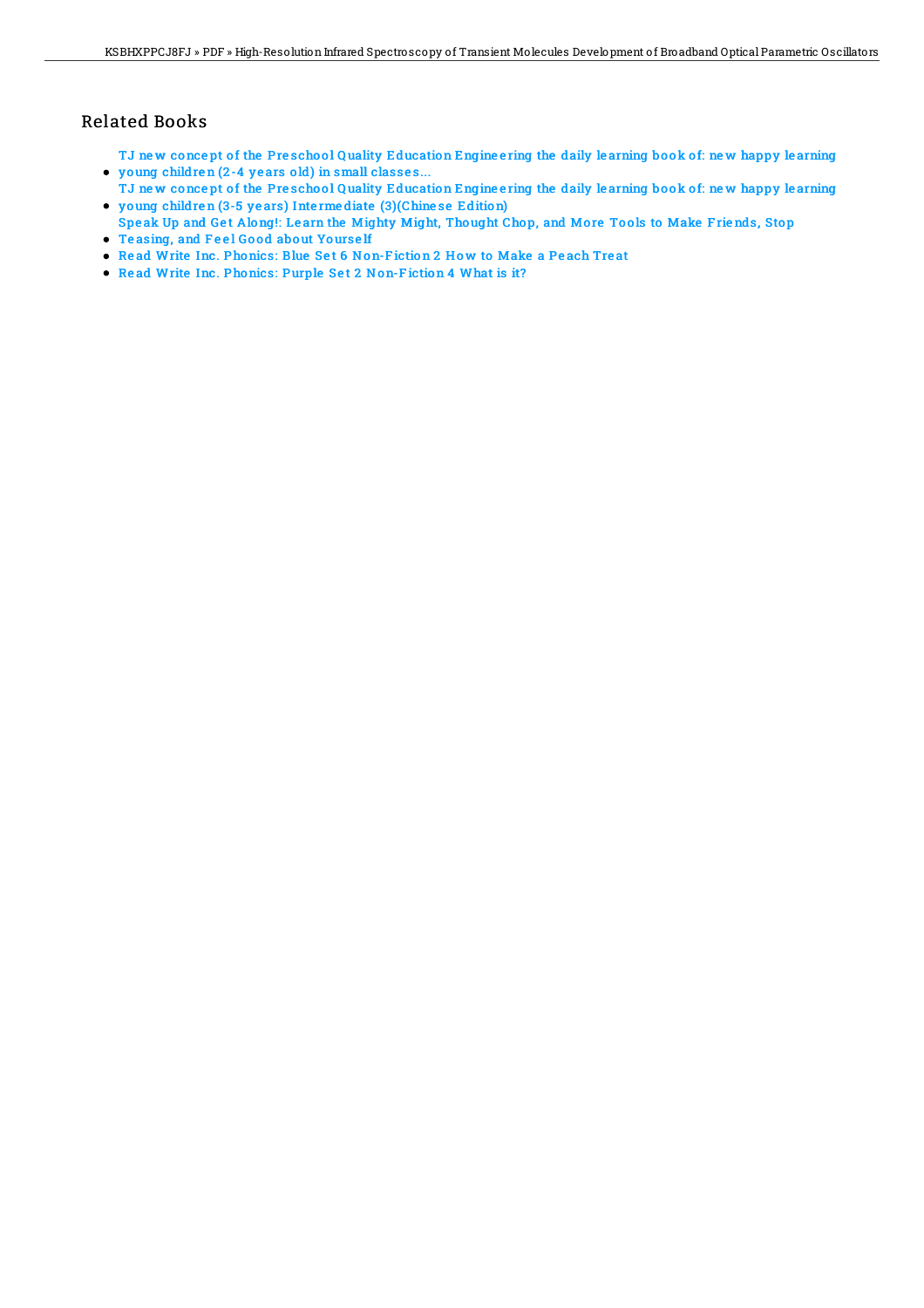## Related Books

- TJ new concept of the Preschool Quality Education Engineering the daily learning book of: new happy learning young children (2-4 years old) in small classes...
- TJ new concept of the Preschool Quality Education Engineering the daily learning book of: new happy learning young children (3-5 years) Intermediate (3)(Chinese Edition)
- Speak Up and Get Along!: Learn the Mighty Might, Thought Chop, and More Tools to Make Friends, Stop Teasing, and Feel Good about Yourself
- Read Write Inc. Phonics: Blue Set 6 Non-Fiction 2 How to Make a Peach Treat
- Read Write Inc. Phonics: Purple Set 2 Non-Fiction 4 What is it?